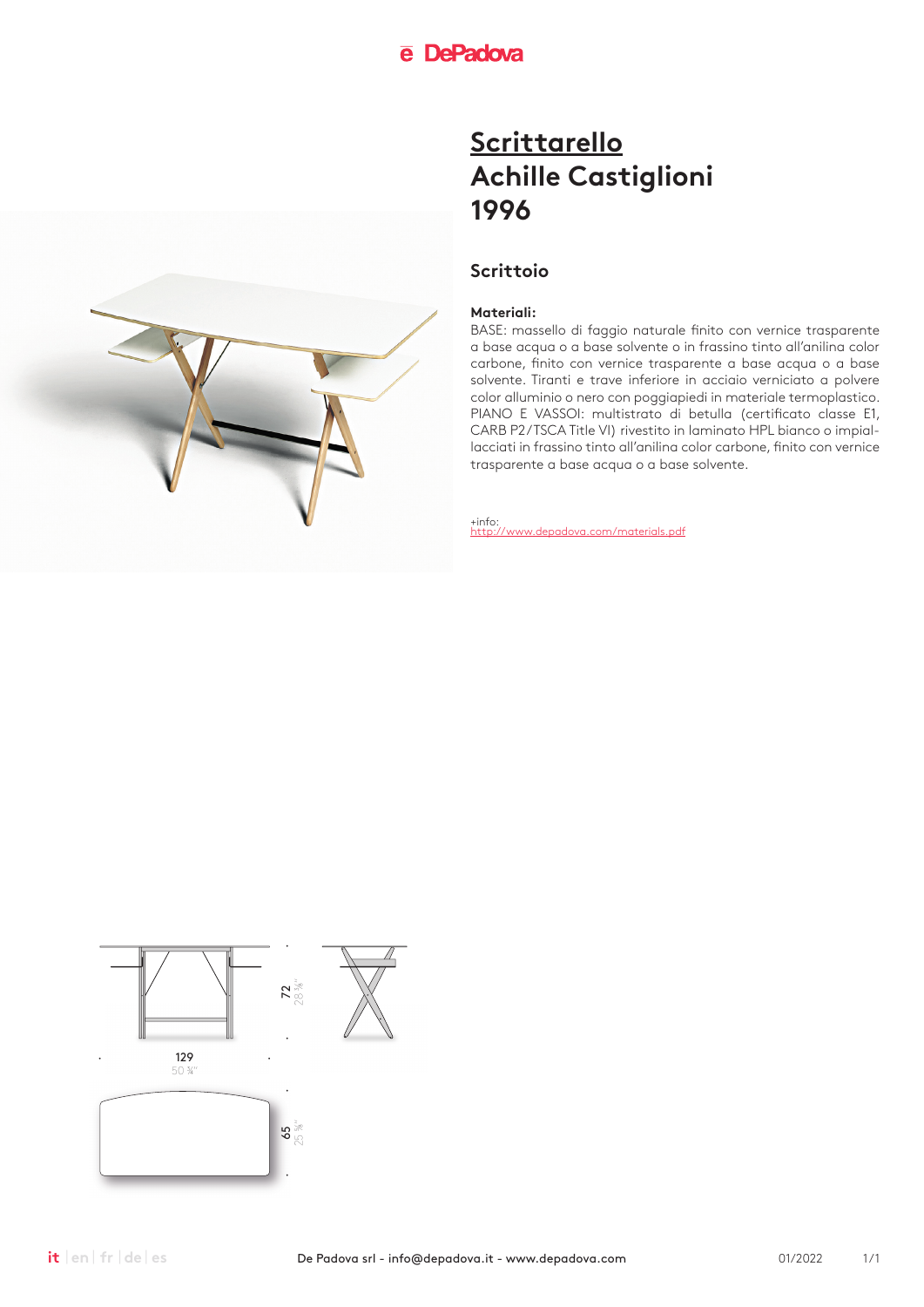# Scrittarello
# Achille Castiglioni
# 1996

## Scrittoio

**Materiali:**
BASE: massello di faggio naturale finito con vernice trasparente a base acqua o a base solvente o in frassino tinto all'anilina color carbone, finito con vernice trasparente a base acqua o a base solvente. Tiranti e trave inferiore in acciaio verniciato a polvere color alluminio o nero con poggiapiedi in materiale termoplastico. PIANO E VASSOI: multistrato di betulla (certificato classe E1, CARB P2/TSCA Title VI) rivestito in laminato HPL bianco o impiallacciati in frassino tinto all'anilina color carbone, finito con vernice trasparente a base acqua o a base solvente.

+info:
http://www.depadova.com/materials.pdf

72
28 ⅜"

129
50 ¾"

65
25 ⅝"

it | en | fr | de | es

De Padova srl - info@depadova.it - www.depadova.com

01/2022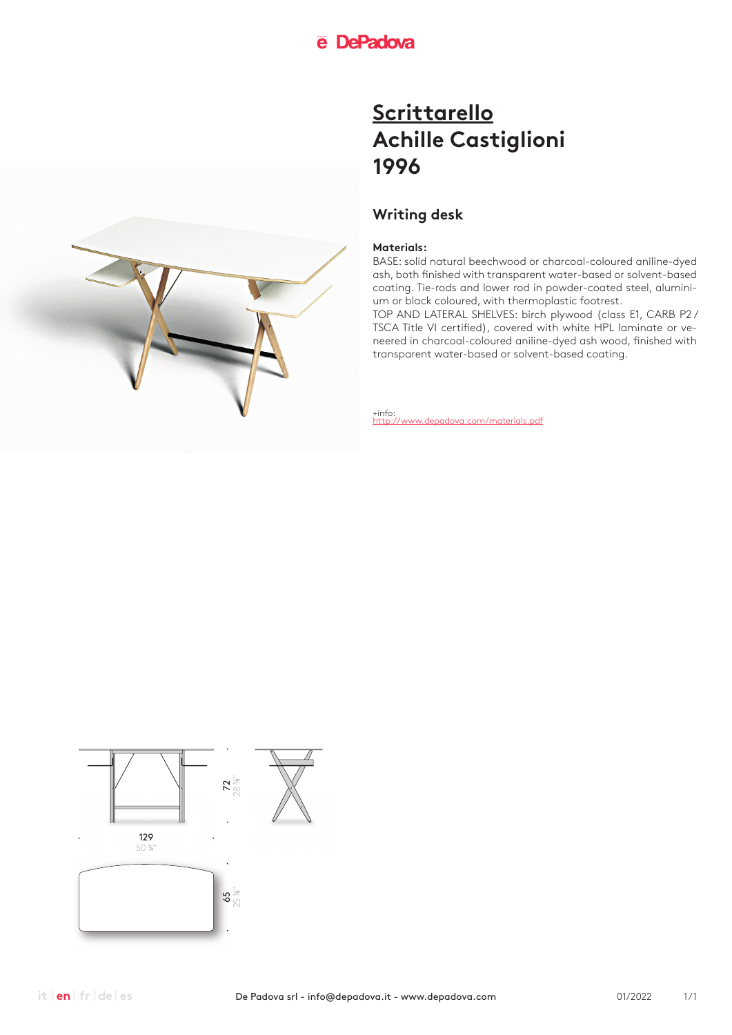# Scrittarello
# Achille Castiglioni
# 1996

## Writing desk

**Materials:**
BASE: solid natural beechwood or charcoal-coloured aniline-dyed ash, both finished with transparent water-based or solvent-based coating. Tie-rods and lower rod in powder-coated steel, aluminium or black coloured, with thermoplastic footrest.
TOP AND LATERAL SHELVES: birch plywood (class E1, CARB P2 / TSCA Title VI certified), covered with white HPL laminate or veneered in charcoal-coloured aniline-dyed ash wood, finished with transparent water-based or solvent-based coating.

+info:
http://www.depadova.com/materials.pdf

72
28 ⅜"

129
50 ¾"

65
25 ⅝"

it | en | fr | de | es

De Padova srl - info@depadova.it - www.depadova.com

01/2022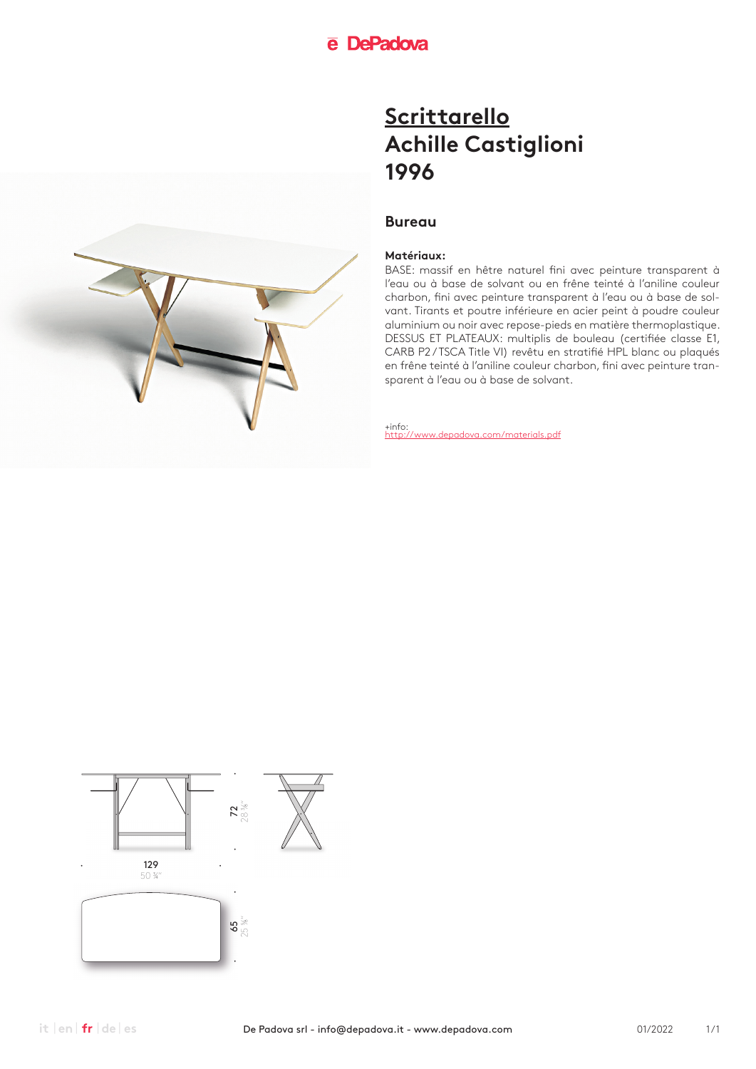# Scrittarello
# Achille Castiglioni
# 1996

## Bureau

**Matériaux:**
BASE: massif en hêtre naturel fini avec peinture transparent à l'eau ou à base de solvant ou en frêne teinté à l'aniline couleur charbon, fini avec peinture transparent à l'eau ou à base de solvant. Tirants et poutre inférieure en acier peint à poudre couleur aluminium ou noir avec repose-pieds en matière thermoplastique. DESSUS ET PLATEAUX: multiplis de bouleau (certifiée classe E1, CARB P2 / TSCA Title VI) revêtu en stratifié HPL blanc ou plaqués en frêne teinté à l'aniline couleur charbon, fini avec peinture transparent à l'eau ou à base de solvant.

+info:
http://www.depadova.com/materials.pdf

72
28 ⅜"

129
50 ¾"

65
25 ⅝"

De Padova srl - info@depadova.it - www.depadova.com

01/2022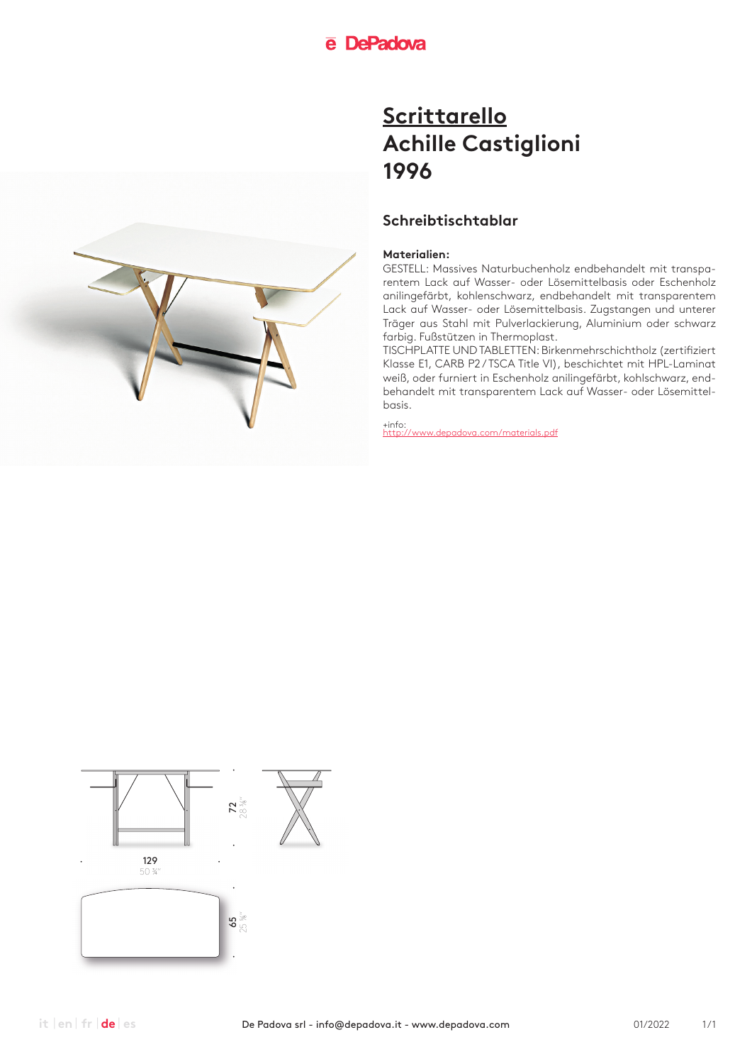# Scrittarello
# Achille Castiglioni
# 1996

## Schreibtischtablar

**Materialien:**
GESTELL: Massives Naturbuchenholz endbehandelt mit transparentem Lack auf Wasser- oder Lösemittelbasis oder Eschenholz anilingefärbt, kohlenschwarz, endbehandelt mit transparentem Lack auf Wasser- oder Lösemittelbasis. Zugstangen und unterer Träger aus Stahl mit Pulverlackierung, Aluminium oder schwarz farbig. Fußstützen in Thermoplast.
TISCHPLATTE UND TABLETTEN: Birkenmehrschichtholz (zertifiziert Klasse E1, CARB P2 / TSCA Title VI), beschichtet mit HPL-Laminat weiß, oder furniert in Eschenholz anilingefärbt, kohlschwarz, endbehandelt mit transparentem Lack auf Wasser- oder Lösemittelbasis.

+info:
http://www.depadova.com/materials.pdf

72
28 ⅜"

129
50 ¾"

65
25 ⅝"

De Padova srl - info@depadova.it - www.depadova.com

01/2022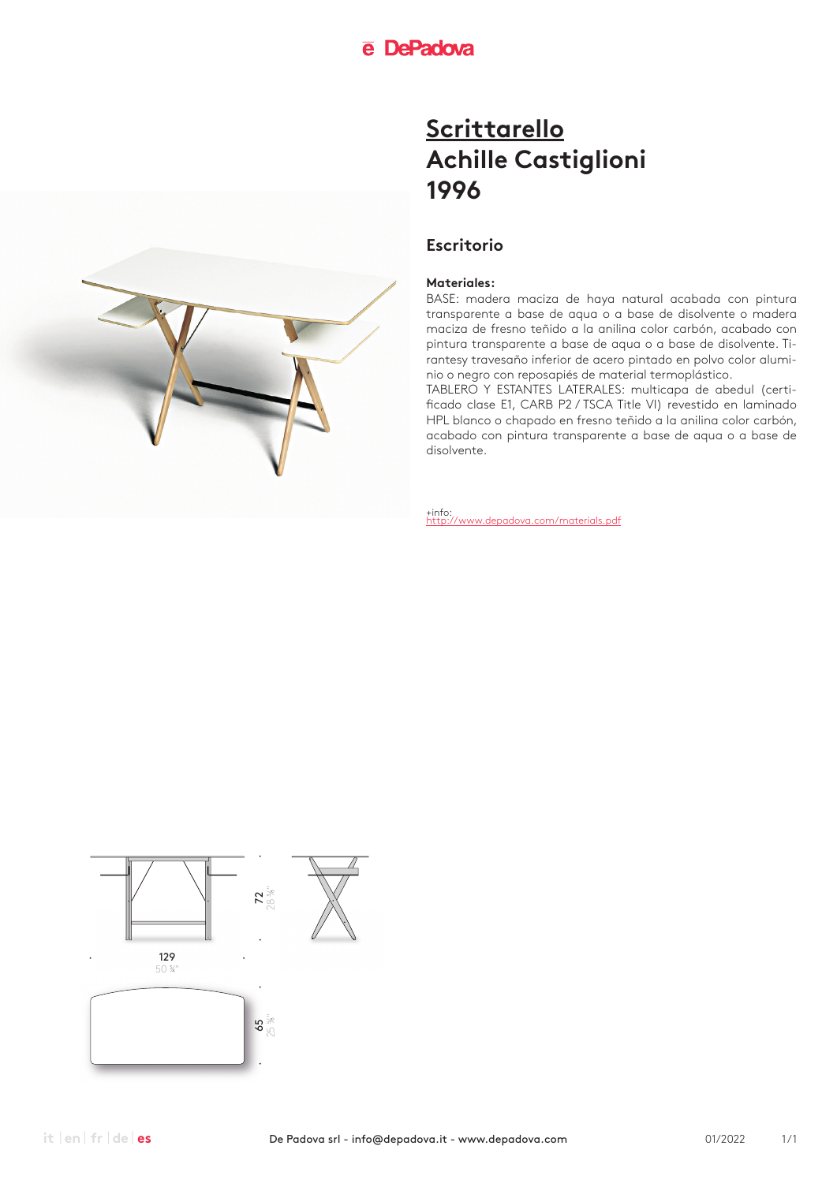# Scrittarello
# Achille Castiglioni
# 1996

## Escritorio

**Materiales:**

BASE: madera maciza de haya natural acabada con pintura transparente a base de aqua o a base de disolvente o madera maciza de fresno teñido a la anilina color carbón, acabado con pintura transparente a base de aqua o a base de disolvente. Tirantesy travesaño inferior de acero pintado en polvo color aluminio o negro con reposapiés de material termoplástico.

TABLERO Y ESTANTES LATERALES: multicapa de abedul (certificado clase E1, CARB P2 / TSCA Title VI) revestido en laminado HPL blanco o chapado en fresno teñido a la anilina color carbón, acabado con pintura transparente a base de aqua o a base de disolvente.

+info:
http://www.depadova.com/materials.pdf

72
28 ⅜"

129
50 ¾"

65
25 ⅝"

De Padova srl - info@depadova.it - www.depadova.com

01/2022